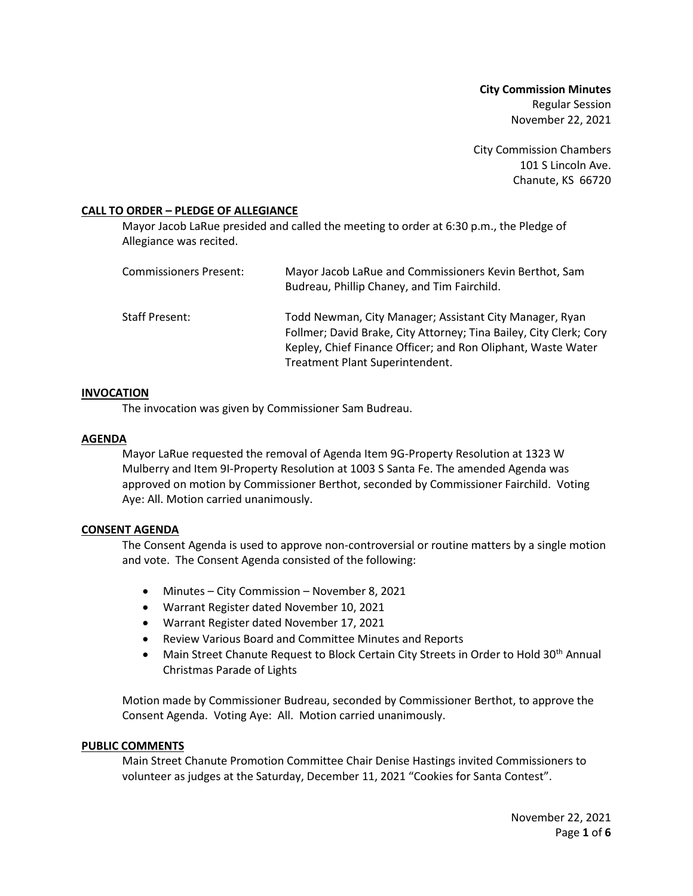**City Commission Minutes**
Regular Session
November 22, 2021

City Commission Chambers
101 S Lincoln Ave.
Chanute, KS 66720

## CALL TO ORDER – PLEDGE OF ALLEGIANCE

Mayor Jacob LaRue presided and called the meeting to order at 6:30 p.m., the Pledge of Allegiance was recited.

| | |
|---|---|
| Commissioners Present: | Mayor Jacob LaRue and Commissioners Kevin Berthot, Sam Budreau, Phillip Chaney, and Tim Fairchild. |
| Staff Present: | Todd Newman, City Manager; Assistant City Manager, Ryan Follmer; David Brake, City Attorney; Tina Bailey, City Clerk; Cory Kepley, Chief Finance Officer; and Ron Oliphant, Waste Water Treatment Plant Superintendent. |

## INVOCATION

The invocation was given by Commissioner Sam Budreau.

## AGENDA

Mayor LaRue requested the removal of Agenda Item 9G-Property Resolution at 1323 W Mulberry and Item 9I-Property Resolution at 1003 S Santa Fe. The amended Agenda was approved on motion by Commissioner Berthot, seconded by Commissioner Fairchild. Voting Aye: All. Motion carried unanimously.

## CONSENT AGENDA

The Consent Agenda is used to approve non-controversial or routine matters by a single motion and vote. The Consent Agenda consisted of the following:

- Minutes – City Commission – November 8, 2021
- Warrant Register dated November 10, 2021
- Warrant Register dated November 17, 2021
- Review Various Board and Committee Minutes and Reports
- Main Street Chanute Request to Block Certain City Streets in Order to Hold 30th Annual Christmas Parade of Lights

Motion made by Commissioner Budreau, seconded by Commissioner Berthot, to approve the Consent Agenda. Voting Aye: All. Motion carried unanimously.

## PUBLIC COMMENTS

Main Street Chanute Promotion Committee Chair Denise Hastings invited Commissioners to volunteer as judges at the Saturday, December 11, 2021 "Cookies for Santa Contest".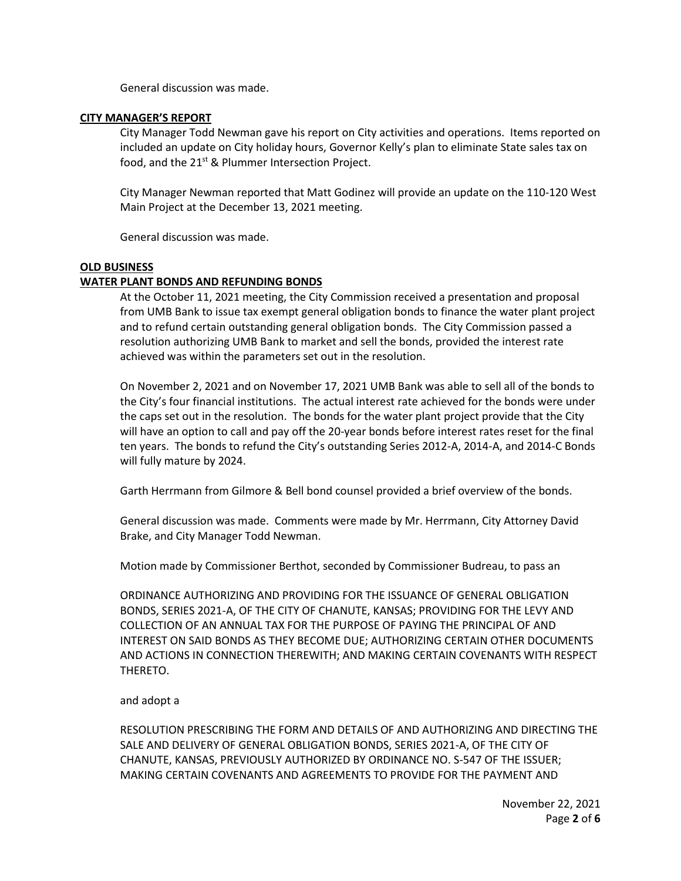General discussion was made.

**CITY MANAGER'S REPORT**

City Manager Todd Newman gave his report on City activities and operations. Items reported on included an update on City holiday hours, Governor Kelly's plan to eliminate State sales tax on food, and the 21st & Plummer Intersection Project.

City Manager Newman reported that Matt Godinez will provide an update on the 110-120 West Main Project at the December 13, 2021 meeting.

General discussion was made.

**OLD BUSINESS**

**WATER PLANT BONDS AND REFUNDING BONDS**

At the October 11, 2021 meeting, the City Commission received a presentation and proposal from UMB Bank to issue tax exempt general obligation bonds to finance the water plant project and to refund certain outstanding general obligation bonds. The City Commission passed a resolution authorizing UMB Bank to market and sell the bonds, provided the interest rate achieved was within the parameters set out in the resolution.

On November 2, 2021 and on November 17, 2021 UMB Bank was able to sell all of the bonds to the City's four financial institutions. The actual interest rate achieved for the bonds were under the caps set out in the resolution. The bonds for the water plant project provide that the City will have an option to call and pay off the 20-year bonds before interest rates reset for the final ten years. The bonds to refund the City's outstanding Series 2012-A, 2014-A, and 2014-C Bonds will fully mature by 2024.

Garth Herrmann from Gilmore & Bell bond counsel provided a brief overview of the bonds.

General discussion was made. Comments were made by Mr. Herrmann, City Attorney David Brake, and City Manager Todd Newman.

Motion made by Commissioner Berthot, seconded by Commissioner Budreau, to pass an

ORDINANCE AUTHORIZING AND PROVIDING FOR THE ISSUANCE OF GENERAL OBLIGATION BONDS, SERIES 2021-A, OF THE CITY OF CHANUTE, KANSAS; PROVIDING FOR THE LEVY AND COLLECTION OF AN ANNUAL TAX FOR THE PURPOSE OF PAYING THE PRINCIPAL OF AND INTEREST ON SAID BONDS AS THEY BECOME DUE; AUTHORIZING CERTAIN OTHER DOCUMENTS AND ACTIONS IN CONNECTION THEREWITH; AND MAKING CERTAIN COVENANTS WITH RESPECT THERETO.

and adopt a

RESOLUTION PRESCRIBING THE FORM AND DETAILS OF AND AUTHORIZING AND DIRECTING THE SALE AND DELIVERY OF GENERAL OBLIGATION BONDS, SERIES 2021-A, OF THE CITY OF CHANUTE, KANSAS, PREVIOUSLY AUTHORIZED BY ORDINANCE NO. S-547 OF THE ISSUER; MAKING CERTAIN COVENANTS AND AGREEMENTS TO PROVIDE FOR THE PAYMENT AND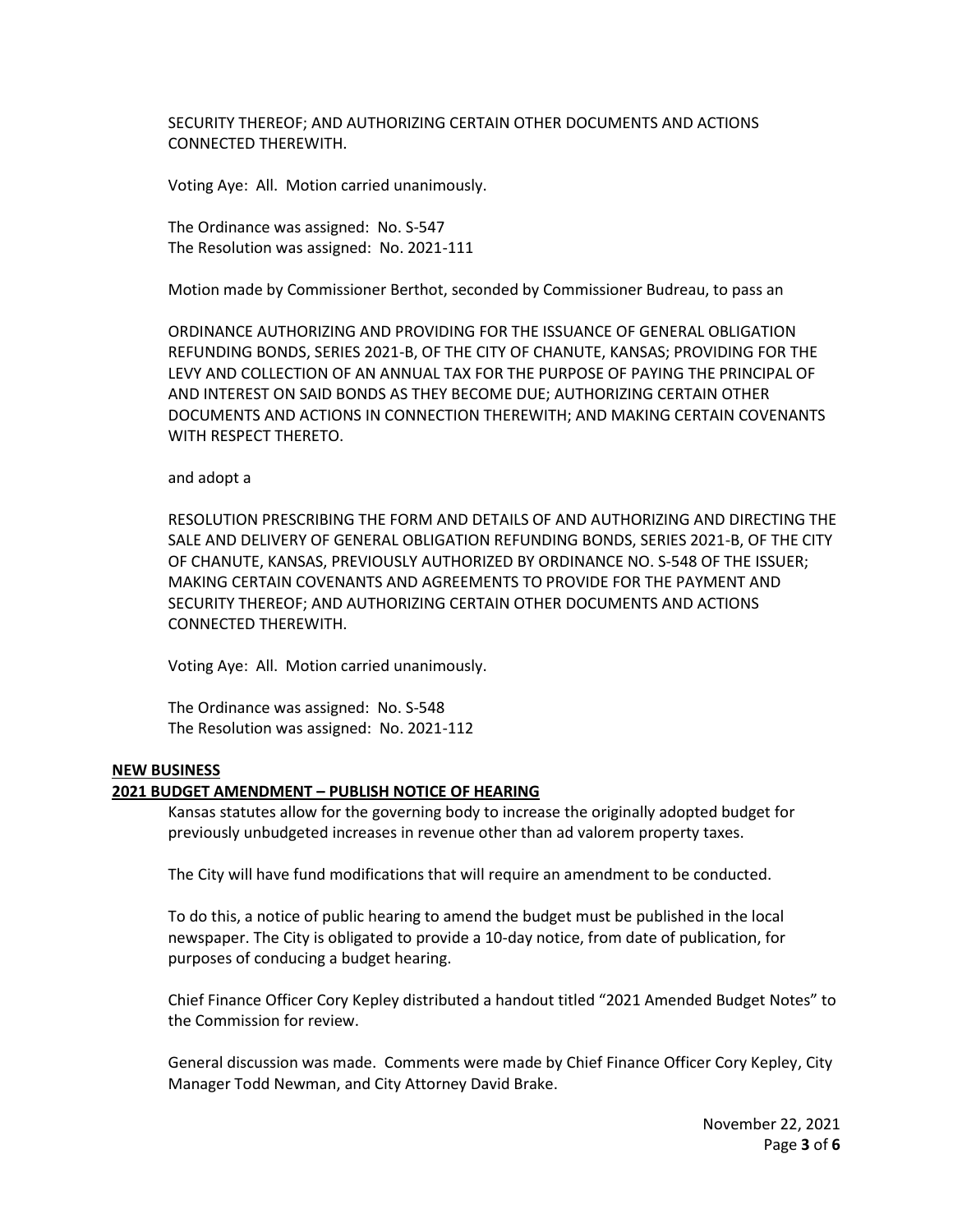SECURITY THEREOF; AND AUTHORIZING CERTAIN OTHER DOCUMENTS AND ACTIONS CONNECTED THEREWITH.

Voting Aye: All. Motion carried unanimously.

The Ordinance was assigned: No. S-547
The Resolution was assigned: No. 2021-111

Motion made by Commissioner Berthot, seconded by Commissioner Budreau, to pass an

ORDINANCE AUTHORIZING AND PROVIDING FOR THE ISSUANCE OF GENERAL OBLIGATION REFUNDING BONDS, SERIES 2021-B, OF THE CITY OF CHANUTE, KANSAS; PROVIDING FOR THE LEVY AND COLLECTION OF AN ANNUAL TAX FOR THE PURPOSE OF PAYING THE PRINCIPAL OF AND INTEREST ON SAID BONDS AS THEY BECOME DUE; AUTHORIZING CERTAIN OTHER DOCUMENTS AND ACTIONS IN CONNECTION THEREWITH; AND MAKING CERTAIN COVENANTS WITH RESPECT THERETO.

and adopt a

RESOLUTION PRESCRIBING THE FORM AND DETAILS OF AND AUTHORIZING AND DIRECTING THE SALE AND DELIVERY OF GENERAL OBLIGATION REFUNDING BONDS, SERIES 2021-B, OF THE CITY OF CHANUTE, KANSAS, PREVIOUSLY AUTHORIZED BY ORDINANCE NO. S-548 OF THE ISSUER; MAKING CERTAIN COVENANTS AND AGREEMENTS TO PROVIDE FOR THE PAYMENT AND SECURITY THEREOF; AND AUTHORIZING CERTAIN OTHER DOCUMENTS AND ACTIONS CONNECTED THEREWITH.

Voting Aye: All. Motion carried unanimously.

The Ordinance was assigned: No. S-548
The Resolution was assigned: No. 2021-112

**NEW BUSINESS**

**2021 BUDGET AMENDMENT – PUBLISH NOTICE OF HEARING**

Kansas statutes allow for the governing body to increase the originally adopted budget for previously unbudgeted increases in revenue other than ad valorem property taxes.

The City will have fund modifications that will require an amendment to be conducted.

To do this, a notice of public hearing to amend the budget must be published in the local newspaper. The City is obligated to provide a 10-day notice, from date of publication, for purposes of conducing a budget hearing.

Chief Finance Officer Cory Kepley distributed a handout titled "2021 Amended Budget Notes" to the Commission for review.

General discussion was made. Comments were made by Chief Finance Officer Cory Kepley, City Manager Todd Newman, and City Attorney David Brake.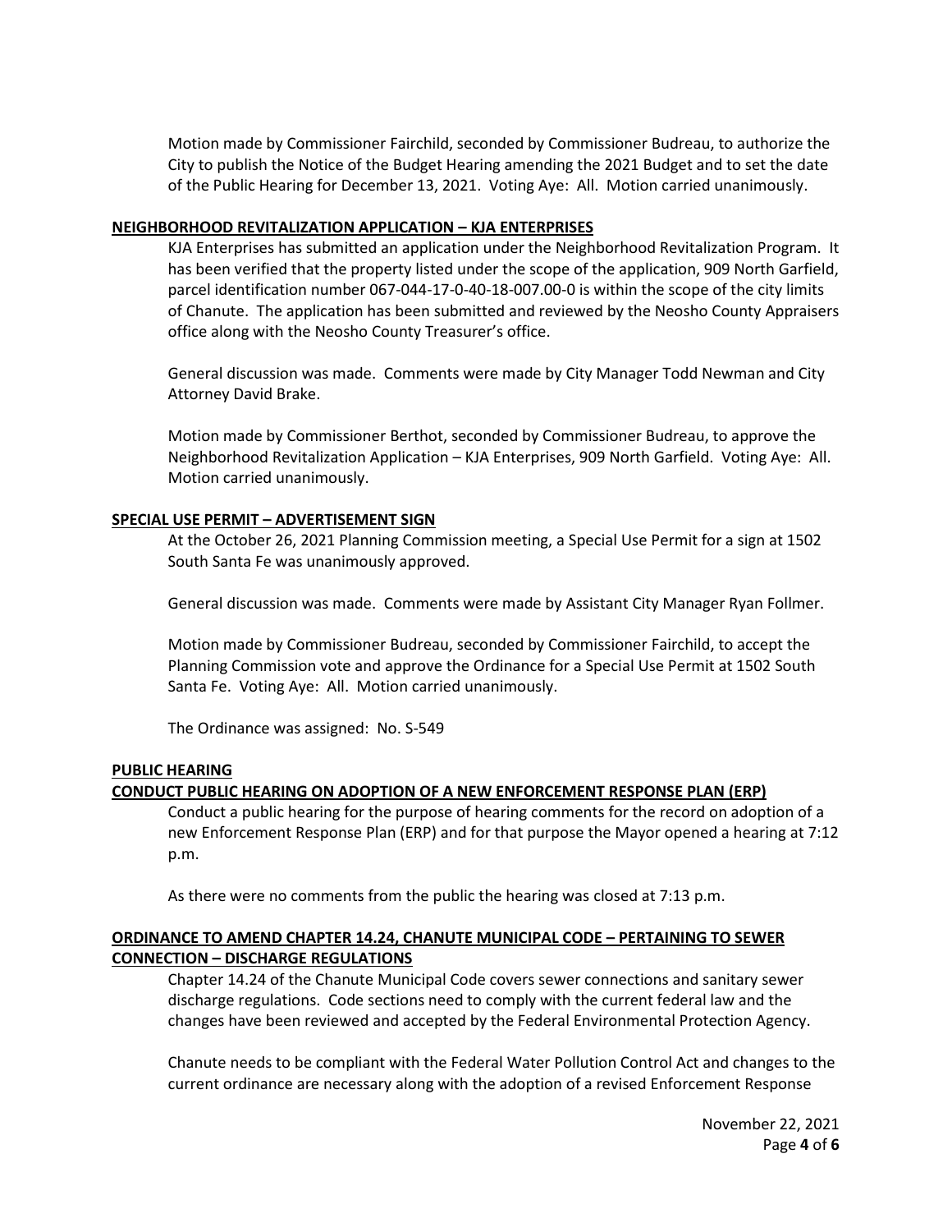Motion made by Commissioner Fairchild, seconded by Commissioner Budreau, to authorize the City to publish the Notice of the Budget Hearing amending the 2021 Budget and to set the date of the Public Hearing for December 13, 2021. Voting Aye: All. Motion carried unanimously.

**NEIGHBORHOOD REVITALIZATION APPLICATION – KJA ENTERPRISES**

KJA Enterprises has submitted an application under the Neighborhood Revitalization Program. It has been verified that the property listed under the scope of the application, 909 North Garfield, parcel identification number 067-044-17-0-40-18-007.00-0 is within the scope of the city limits of Chanute. The application has been submitted and reviewed by the Neosho County Appraisers office along with the Neosho County Treasurer's office.

General discussion was made. Comments were made by City Manager Todd Newman and City Attorney David Brake.

Motion made by Commissioner Berthot, seconded by Commissioner Budreau, to approve the Neighborhood Revitalization Application – KJA Enterprises, 909 North Garfield. Voting Aye: All. Motion carried unanimously.

**SPECIAL USE PERMIT – ADVERTISEMENT SIGN**

At the October 26, 2021 Planning Commission meeting, a Special Use Permit for a sign at 1502 South Santa Fe was unanimously approved.

General discussion was made. Comments were made by Assistant City Manager Ryan Follmer.

Motion made by Commissioner Budreau, seconded by Commissioner Fairchild, to accept the Planning Commission vote and approve the Ordinance for a Special Use Permit at 1502 South Santa Fe. Voting Aye: All. Motion carried unanimously.

The Ordinance was assigned: No. S-549

**PUBLIC HEARING**

**CONDUCT PUBLIC HEARING ON ADOPTION OF A NEW ENFORCEMENT RESPONSE PLAN (ERP)**

Conduct a public hearing for the purpose of hearing comments for the record on adoption of a new Enforcement Response Plan (ERP) and for that purpose the Mayor opened a hearing at 7:12 p.m.

As there were no comments from the public the hearing was closed at 7:13 p.m.

**ORDINANCE TO AMEND CHAPTER 14.24, CHANUTE MUNICIPAL CODE – PERTAINING TO SEWER CONNECTION – DISCHARGE REGULATIONS**

Chapter 14.24 of the Chanute Municipal Code covers sewer connections and sanitary sewer discharge regulations. Code sections need to comply with the current federal law and the changes have been reviewed and accepted by the Federal Environmental Protection Agency.

Chanute needs to be compliant with the Federal Water Pollution Control Act and changes to the current ordinance are necessary along with the adoption of a revised Enforcement Response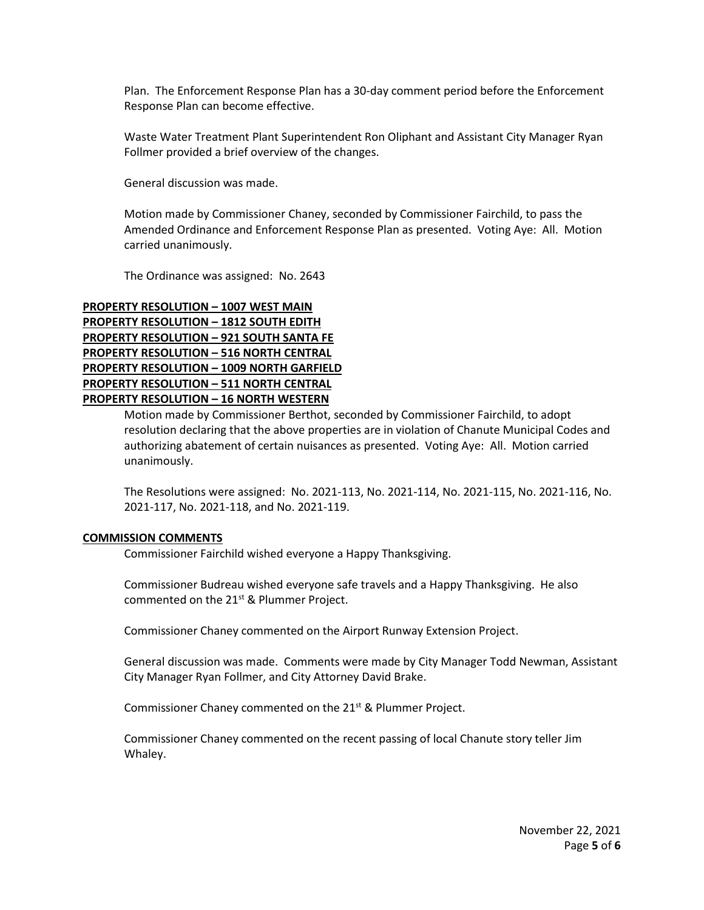Plan. The Enforcement Response Plan has a 30-day comment period before the Enforcement Response Plan can become effective.

Waste Water Treatment Plant Superintendent Ron Oliphant and Assistant City Manager Ryan Follmer provided a brief overview of the changes.

General discussion was made.

Motion made by Commissioner Chaney, seconded by Commissioner Fairchild, to pass the Amended Ordinance and Enforcement Response Plan as presented. Voting Aye: All. Motion carried unanimously.

The Ordinance was assigned: No. 2643

**PROPERTY RESOLUTION – 1007 WEST MAIN**
**PROPERTY RESOLUTION – 1812 SOUTH EDITH**
**PROPERTY RESOLUTION – 921 SOUTH SANTA FE**
**PROPERTY RESOLUTION – 516 NORTH CENTRAL**
**PROPERTY RESOLUTION – 1009 NORTH GARFIELD**
**PROPERTY RESOLUTION – 511 NORTH CENTRAL**
**PROPERTY RESOLUTION – 16 NORTH WESTERN**

Motion made by Commissioner Berthot, seconded by Commissioner Fairchild, to adopt resolution declaring that the above properties are in violation of Chanute Municipal Codes and authorizing abatement of certain nuisances as presented. Voting Aye: All. Motion carried unanimously.

The Resolutions were assigned: No. 2021-113, No. 2021-114, No. 2021-115, No. 2021-116, No. 2021-117, No. 2021-118, and No. 2021-119.

**COMMISSION COMMENTS**

Commissioner Fairchild wished everyone a Happy Thanksgiving.

Commissioner Budreau wished everyone safe travels and a Happy Thanksgiving. He also commented on the 21st & Plummer Project.

Commissioner Chaney commented on the Airport Runway Extension Project.

General discussion was made. Comments were made by City Manager Todd Newman, Assistant City Manager Ryan Follmer, and City Attorney David Brake.

Commissioner Chaney commented on the 21st & Plummer Project.

Commissioner Chaney commented on the recent passing of local Chanute story teller Jim Whaley.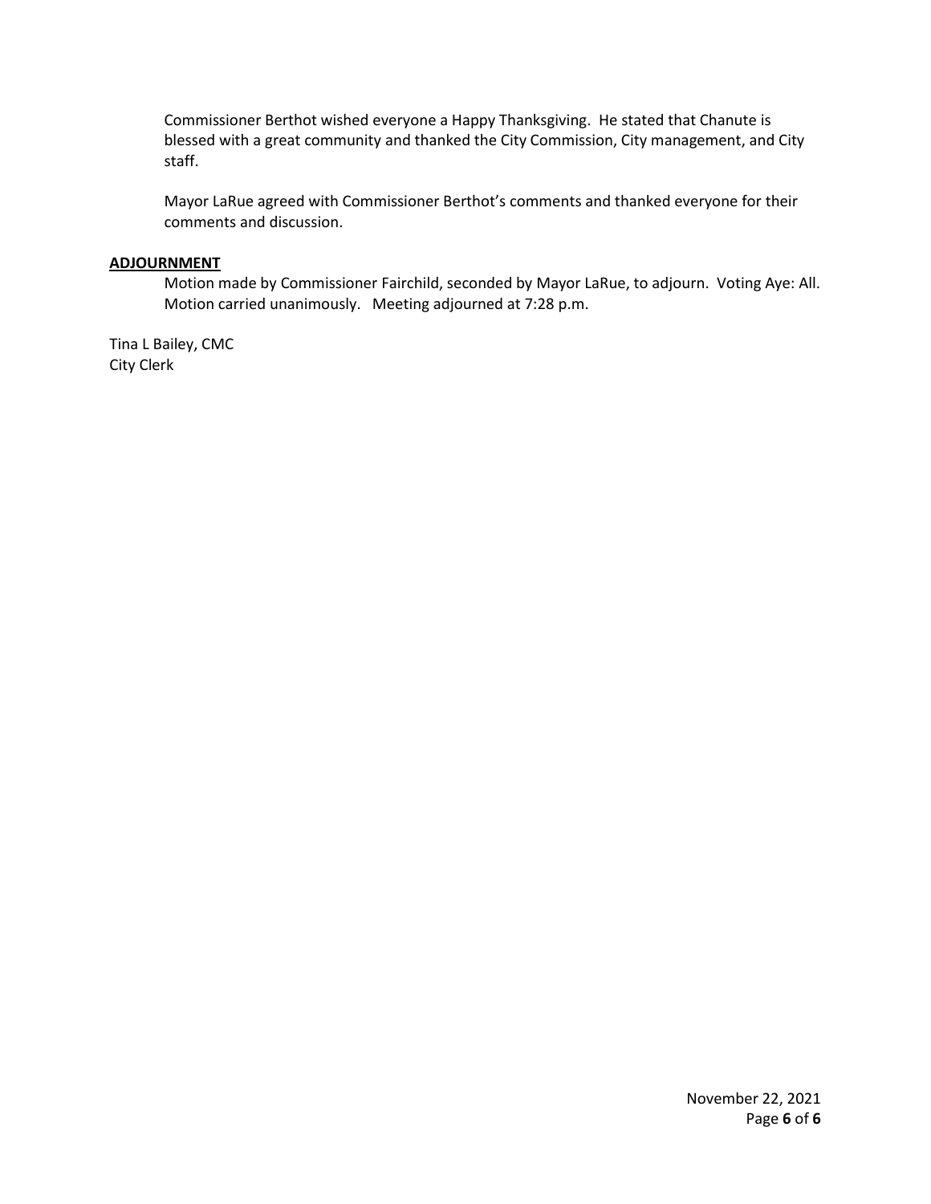Commissioner Berthot wished everyone a Happy Thanksgiving. He stated that Chanute is blessed with a great community and thanked the City Commission, City management, and City staff.

Mayor LaRue agreed with Commissioner Berthot's comments and thanked everyone for their comments and discussion.

**ADJOURNMENT**

Motion made by Commissioner Fairchild, seconded by Mayor LaRue, to adjourn. Voting Aye: All. Motion carried unanimously. Meeting adjourned at 7:28 p.m.

Tina L Bailey, CMC
City Clerk